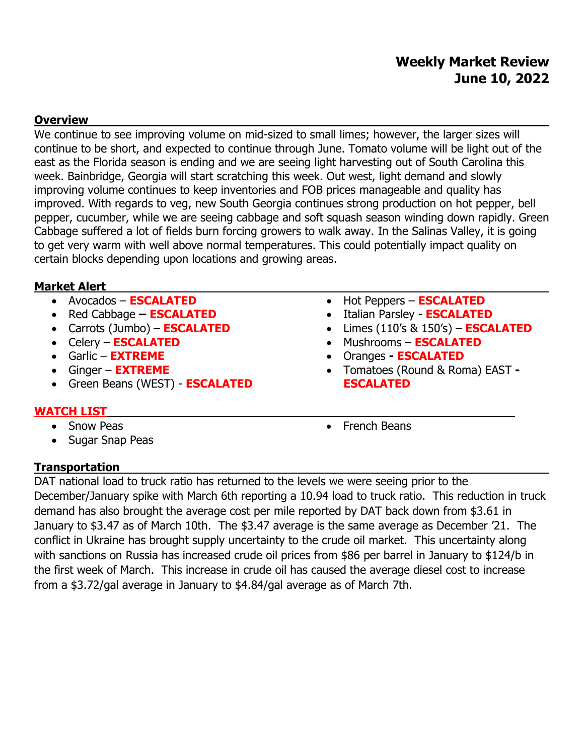# Weekly Market Review
# June 10, 2022

## Overview

We continue to see improving volume on mid-sized to small limes; however, the larger sizes will continue to be short, and expected to continue through June. Tomato volume will be light out of the east as the Florida season is ending and we are seeing light harvesting out of South Carolina this week. Bainbridge, Georgia will start scratching this week. Out west, light demand and slowly improving volume continues to keep inventories and FOB prices manageable and quality has improved. With regards to veg, new South Georgia continues strong production on hot pepper, bell pepper, cucumber, while we are seeing cabbage and soft squash season winding down rapidly. Green Cabbage suffered a lot of fields burn forcing growers to walk away. In the Salinas Valley, it is going to get very warm with well above normal temperatures. This could potentially impact quality on certain blocks depending upon locations and growing areas.

## Market Alert

- Avocados – **ESCALATED**
- Red Cabbage **–** **ESCALATED**
- Carrots (Jumbo) – **ESCALATED**
- Celery – **ESCALATED**
- Garlic – **EXTREME**
- Ginger – **EXTREME**
- Green Beans (WEST) - **ESCALATED**
- Hot Peppers – **ESCALATED**
- Italian Parsley - **ESCALATED**
- Limes (110's & 150's) – **ESCALATED**
- Mushrooms – **ESCALATED**
- Oranges **-** **ESCALATED**
- Tomatoes (Round & Roma) EAST **-** **ESCALATED**

## WATCH LIST

- Snow Peas
- Sugar Snap Peas
- French Beans

## Transportation

DAT national load to truck ratio has returned to the levels we were seeing prior to the December/January spike with March 6th reporting a 10.94 load to truck ratio. This reduction in truck demand has also brought the average cost per mile reported by DAT back down from $3.61 in January to $3.47 as of March 10th. The $3.47 average is the same average as December '21. The conflict in Ukraine has brought supply uncertainty to the crude oil market. This uncertainty along with sanctions on Russia has increased crude oil prices from $86 per barrel in January to $124/b in the first week of March. This increase in crude oil has caused the average diesel cost to increase from a $3.72/gal average in January to $4.84/gal average as of March 7th.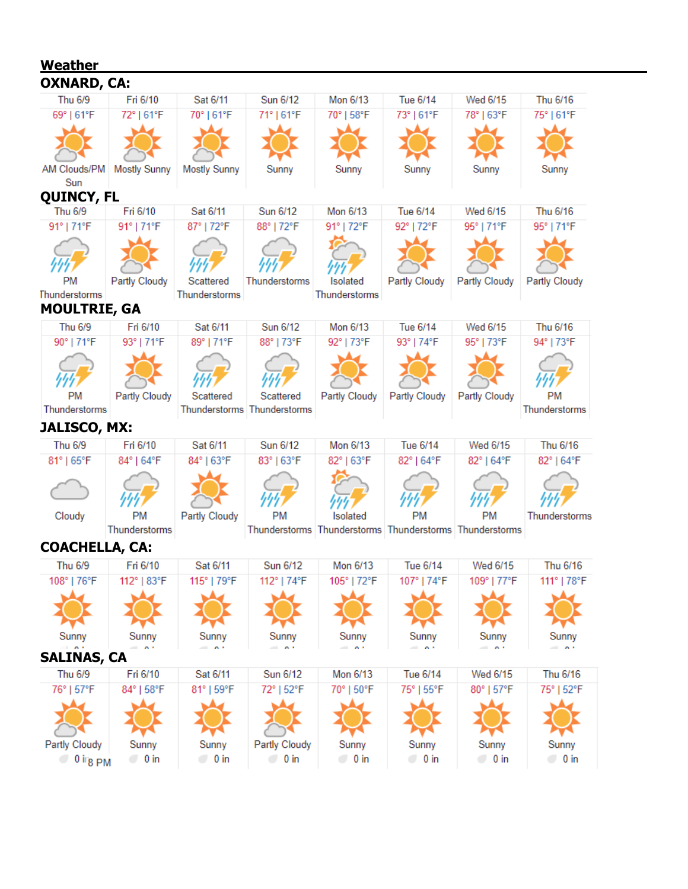## Weather

### OXNARD, CA:

| Thu 6/9 | Fri 6/10 | Sat 6/11 | Sun 6/12 | Mon 6/13 | Tue 6/14 | Wed 6/15 | Thu 6/16 |
|---|---|---|---|---|---|---|---|
| 69° \| 61°F | 72° \| 61°F | 70° \| 61°F | 71° \| 61°F | 70° \| 58°F | 73° \| 61°F | 78° \| 63°F | 75° \| 61°F |
| AM Clouds/PM Sun | Mostly Sunny | Mostly Sunny | Sunny | Sunny | Sunny | Sunny | Sunny |

### QUINCY, FL

| Thu 6/9 | Fri 6/10 | Sat 6/11 | Sun 6/12 | Mon 6/13 | Tue 6/14 | Wed 6/15 | Thu 6/16 |
|---|---|---|---|---|---|---|---|
| 91° \| 71°F | 91° \| 71°F | 87° \| 72°F | 88° \| 72°F | 91° \| 72°F | 92° \| 72°F | 95° \| 71°F | 95° \| 71°F |
| PM Thunderstorms | Partly Cloudy | Scattered Thunderstorms | Thunderstorms | Isolated Thunderstorms | Partly Cloudy | Partly Cloudy | Partly Cloudy |

### MOULTRIE, GA

| Thu 6/9 | Fri 6/10 | Sat 6/11 | Sun 6/12 | Mon 6/13 | Tue 6/14 | Wed 6/15 | Thu 6/16 |
|---|---|---|---|---|---|---|---|
| 90° \| 71°F | 93° \| 71°F | 89° \| 71°F | 88° \| 73°F | 92° \| 73°F | 93° \| 74°F | 95° \| 73°F | 94° \| 73°F |
| PM Thunderstorms | Partly Cloudy | Scattered Thunderstorms | Scattered Thunderstorms | Partly Cloudy | Partly Cloudy | Partly Cloudy | PM Thunderstorms |

### JALISCO, MX:

| Thu 6/9 | Fri 6/10 | Sat 6/11 | Sun 6/12 | Mon 6/13 | Tue 6/14 | Wed 6/15 | Thu 6/16 |
|---|---|---|---|---|---|---|---|
| 81° \| 65°F | 84° \| 64°F | 84° \| 63°F | 83° \| 63°F | 82° \| 63°F | 82° \| 64°F | 82° \| 64°F | 82° \| 64°F |
| Cloudy | PM Thunderstorms | Partly Cloudy | PM Thunderstorms | Isolated Thunderstorms | PM Thunderstorms | PM Thunderstorms | Thunderstorms |

### COACHELLA, CA:

| Thu 6/9 | Fri 6/10 | Sat 6/11 | Sun 6/12 | Mon 6/13 | Tue 6/14 | Wed 6/15 | Thu 6/16 |
|---|---|---|---|---|---|---|---|
| 108° \| 76°F | 112° \| 83°F | 115° \| 79°F | 112° \| 74°F | 105° \| 72°F | 107° \| 74°F | 109° \| 77°F | 111° \| 78°F |
| Sunny | Sunny | Sunny | Sunny | Sunny | Sunny | Sunny | Sunny |

### SALINAS, CA

| Thu 6/9 | Fri 6/10 | Sat 6/11 | Sun 6/12 | Mon 6/13 | Tue 6/14 | Wed 6/15 | Thu 6/16 |
|---|---|---|---|---|---|---|---|
| 76° \| 57°F | 84° \| 58°F | 81° \| 59°F | 72° \| 52°F | 70° \| 50°F | 75° \| 55°F | 80° \| 57°F | 75° \| 52°F |
| Partly Cloudy | Sunny | Sunny | Partly Cloudy | Sunny | Sunny | Sunny | Sunny |
| 0 in | 0 in | 0 in | 0 in | 0 in | 0 in | 0 in | 0 in |

8 PM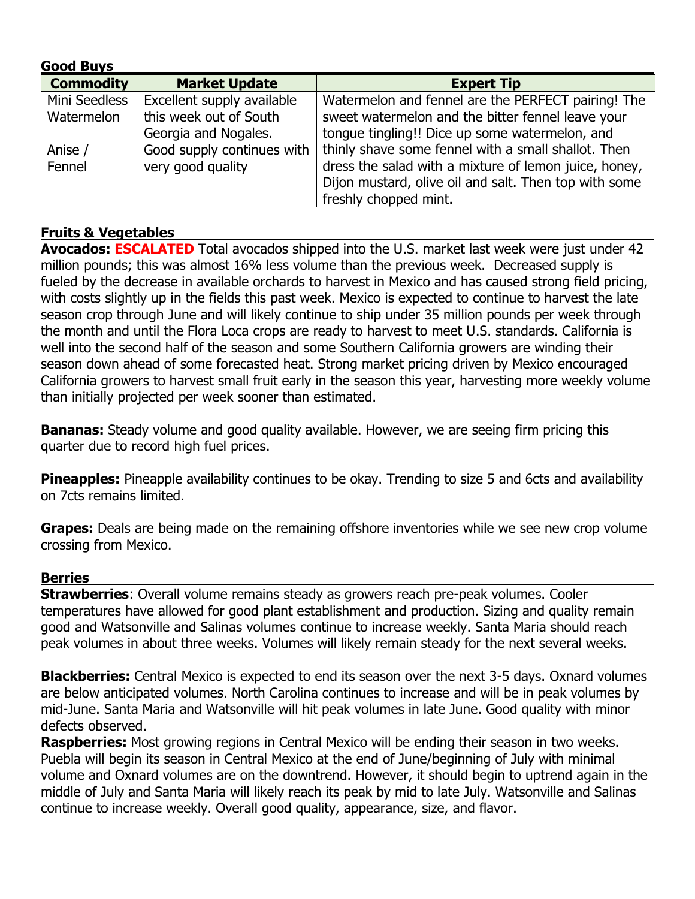## Good Buys

| Commodity | Market Update | Expert Tip |
|---|---|---|
| Mini Seedless Watermelon | Excellent supply available this week out of South Georgia and Nogales. | Watermelon and fennel are the PERFECT pairing! The sweet watermelon and the bitter fennel leave your tongue tingling!! Dice up some watermelon, and thinly shave some fennel with a small shallot. Then dress the salad with a mixture of lemon juice, honey, Dijon mustard, olive oil and salt. Then top with some freshly chopped mint. |
| Anise / Fennel | Good supply continues with very good quality | |

## Fruits & Vegetables

**Avocados: ESCALATED** Total avocados shipped into the U.S. market last week were just under 42 million pounds; this was almost 16% less volume than the previous week. Decreased supply is fueled by the decrease in available orchards to harvest in Mexico and has caused strong field pricing, with costs slightly up in the fields this past week. Mexico is expected to continue to harvest the late season crop through June and will likely continue to ship under 35 million pounds per week through the month and until the Flora Loca crops are ready to harvest to meet U.S. standards. California is well into the second half of the season and some Southern California growers are winding their season down ahead of some forecasted heat. Strong market pricing driven by Mexico encouraged California growers to harvest small fruit early in the season this year, harvesting more weekly volume than initially projected per week sooner than estimated.

**Bananas:** Steady volume and good quality available. However, we are seeing firm pricing this quarter due to record high fuel prices.

**Pineapples:** Pineapple availability continues to be okay. Trending to size 5 and 6cts and availability on 7cts remains limited.

**Grapes:** Deals are being made on the remaining offshore inventories while we see new crop volume crossing from Mexico.

## Berries

**Strawberries**: Overall volume remains steady as growers reach pre-peak volumes. Cooler temperatures have allowed for good plant establishment and production. Sizing and quality remain good and Watsonville and Salinas volumes continue to increase weekly. Santa Maria should reach peak volumes in about three weeks. Volumes will likely remain steady for the next several weeks.

**Blackberries:** Central Mexico is expected to end its season over the next 3-5 days. Oxnard volumes are below anticipated volumes. North Carolina continues to increase and will be in peak volumes by mid-June. Santa Maria and Watsonville will hit peak volumes in late June. Good quality with minor defects observed.

**Raspberries:** Most growing regions in Central Mexico will be ending their season in two weeks. Puebla will begin its season in Central Mexico at the end of June/beginning of July with minimal volume and Oxnard volumes are on the downtrend. However, it should begin to uptrend again in the middle of July and Santa Maria will likely reach its peak by mid to late July. Watsonville and Salinas continue to increase weekly. Overall good quality, appearance, size, and flavor.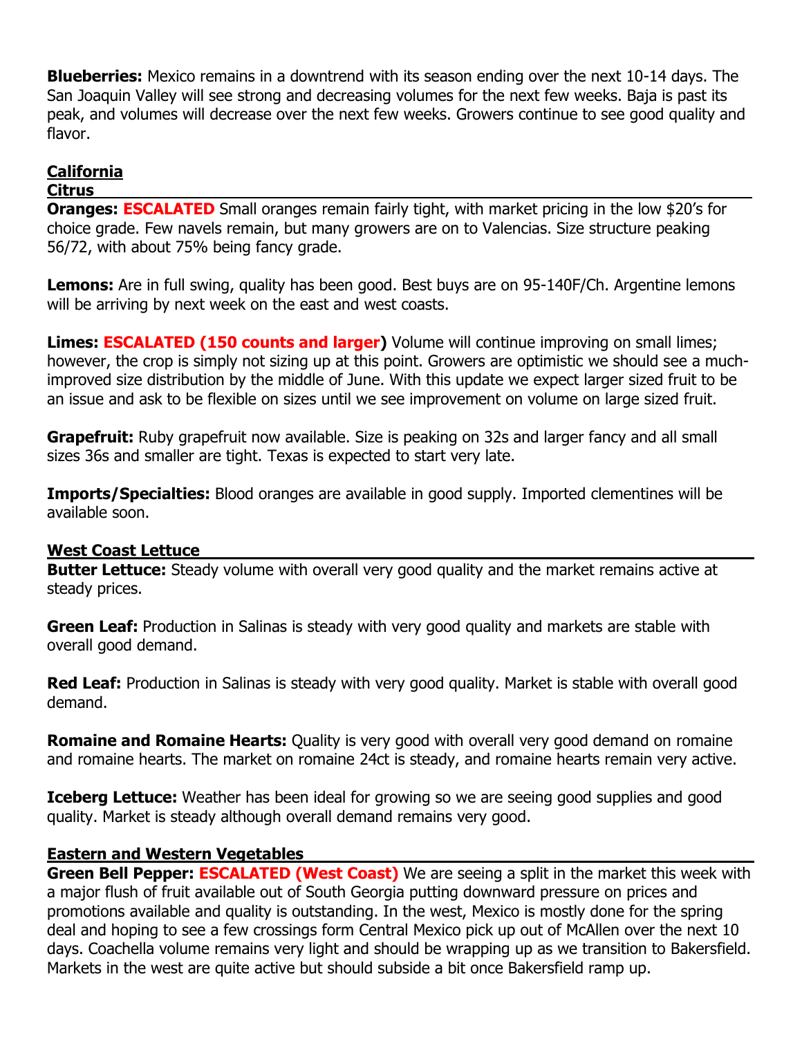**Blueberries:** Mexico remains in a downtrend with its season ending over the next 10-14 days. The San Joaquin Valley will see strong and decreasing volumes for the next few weeks. Baja is past its peak, and volumes will decrease over the next few weeks. Growers continue to see good quality and flavor.

## California

### Citrus

**Oranges: ESCALATED** Small oranges remain fairly tight, with market pricing in the low $20's for choice grade. Few navels remain, but many growers are on to Valencias. Size structure peaking 56/72, with about 75% being fancy grade.

**Lemons:** Are in full swing, quality has been good. Best buys are on 95-140F/Ch. Argentine lemons will be arriving by next week on the east and west coasts.

**Limes: ESCALATED (150 counts and larger)** Volume will continue improving on small limes; however, the crop is simply not sizing up at this point. Growers are optimistic we should see a much-improved size distribution by the middle of June. With this update we expect larger sized fruit to be an issue and ask to be flexible on sizes until we see improvement on volume on large sized fruit.

**Grapefruit:** Ruby grapefruit now available. Size is peaking on 32s and larger fancy and all small sizes 36s and smaller are tight. Texas is expected to start very late.

**Imports/Specialties:** Blood oranges are available in good supply. Imported clementines will be available soon.

### West Coast Lettuce

**Butter Lettuce:** Steady volume with overall very good quality and the market remains active at steady prices.

**Green Leaf:** Production in Salinas is steady with very good quality and markets are stable with overall good demand.

**Red Leaf:** Production in Salinas is steady with very good quality. Market is stable with overall good demand.

**Romaine and Romaine Hearts:** Quality is very good with overall very good demand on romaine and romaine hearts. The market on romaine 24ct is steady, and romaine hearts remain very active.

**Iceberg Lettuce:** Weather has been ideal for growing so we are seeing good supplies and good quality. Market is steady although overall demand remains very good.

### Eastern and Western Vegetables

**Green Bell Pepper: ESCALATED (West Coast)** We are seeing a split in the market this week with a major flush of fruit available out of South Georgia putting downward pressure on prices and promotions available and quality is outstanding. In the west, Mexico is mostly done for the spring deal and hoping to see a few crossings form Central Mexico pick up out of McAllen over the next 10 days. Coachella volume remains very light and should be wrapping up as we transition to Bakersfield. Markets in the west are quite active but should subside a bit once Bakersfield ramp up.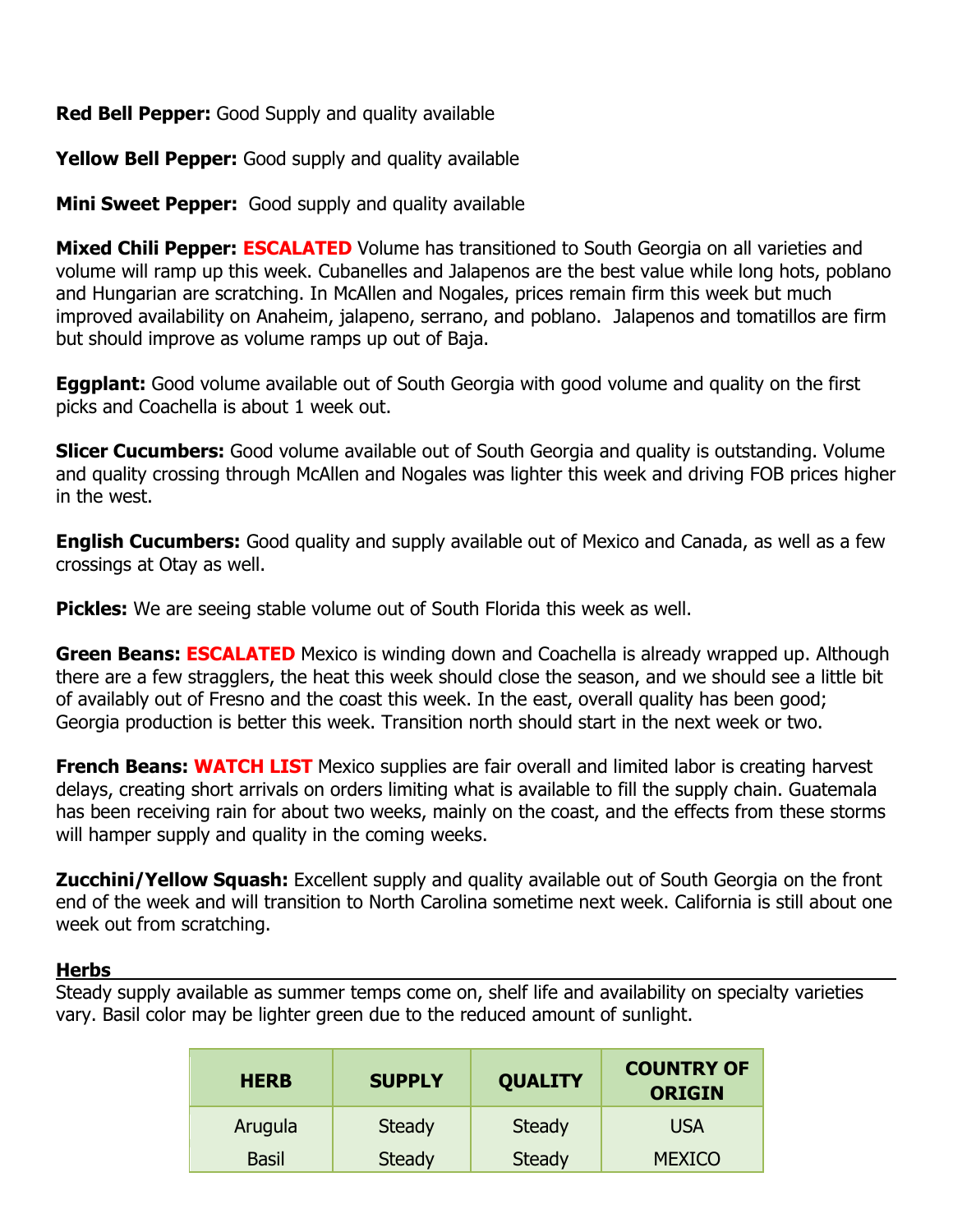**Red Bell Pepper:** Good Supply and quality available

**Yellow Bell Pepper:** Good supply and quality available

**Mini Sweet Pepper:** Good supply and quality available

**Mixed Chili Pepper: ESCALATED** Volume has transitioned to South Georgia on all varieties and volume will ramp up this week. Cubanelles and Jalapenos are the best value while long hots, poblano and Hungarian are scratching. In McAllen and Nogales, prices remain firm this week but much improved availability on Anaheim, jalapeno, serrano, and poblano. Jalapenos and tomatillos are firm but should improve as volume ramps up out of Baja.

**Eggplant:** Good volume available out of South Georgia with good volume and quality on the first picks and Coachella is about 1 week out.

**Slicer Cucumbers:** Good volume available out of South Georgia and quality is outstanding. Volume and quality crossing through McAllen and Nogales was lighter this week and driving FOB prices higher in the west.

**English Cucumbers:** Good quality and supply available out of Mexico and Canada, as well as a few crossings at Otay as well.

**Pickles:** We are seeing stable volume out of South Florida this week as well.

**Green Beans: ESCALATED** Mexico is winding down and Coachella is already wrapped up. Although there are a few stragglers, the heat this week should close the season, and we should see a little bit of availably out of Fresno and the coast this week. In the east, overall quality has been good; Georgia production is better this week. Transition north should start in the next week or two.

**French Beans: WATCH LIST** Mexico supplies are fair overall and limited labor is creating harvest delays, creating short arrivals on orders limiting what is available to fill the supply chain. Guatemala has been receiving rain for about two weeks, mainly on the coast, and the effects from these storms will hamper supply and quality in the coming weeks.

**Zucchini/Yellow Squash:** Excellent supply and quality available out of South Georgia on the front end of the week and will transition to North Carolina sometime next week. California is still about one week out from scratching.

## Herbs

Steady supply available as summer temps come on, shelf life and availability on specialty varieties vary. Basil color may be lighter green due to the reduced amount of sunlight.

| HERB | SUPPLY | QUALITY | COUNTRY OF ORIGIN |
|---|---|---|---|
| Arugula | Steady | Steady | USA |
| Basil | Steady | Steady | MEXICO |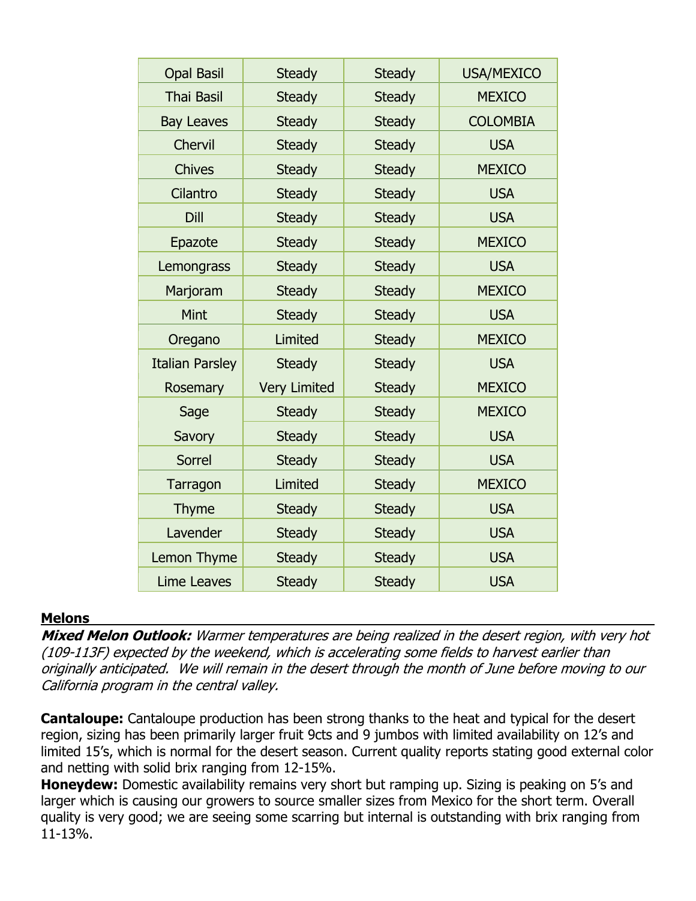| Opal Basil | Steady | Steady | USA/MEXICO |
|---|---|---|---|
| Thai Basil | Steady | Steady | MEXICO |
| Bay Leaves | Steady | Steady | COLOMBIA |
| Chervil | Steady | Steady | USA |
| Chives | Steady | Steady | MEXICO |
| Cilantro | Steady | Steady | USA |
| Dill | Steady | Steady | USA |
| Epazote | Steady | Steady | MEXICO |
| Lemongrass | Steady | Steady | USA |
| Marjoram | Steady | Steady | MEXICO |
| Mint | Steady | Steady | USA |
| Oregano | Limited | Steady | MEXICO |
| Italian Parsley | Steady | Steady | USA |
| Rosemary | Very Limited | Steady | MEXICO |
| Sage | Steady | Steady | MEXICO |
| Savory | Steady | Steady | USA |
| Sorrel | Steady | Steady | USA |
| Tarragon | Limited | Steady | MEXICO |
| Thyme | Steady | Steady | USA |
| Lavender | Steady | Steady | USA |
| Lemon Thyme | Steady | Steady | USA |
| Lime Leaves | Steady | Steady | USA |

## Melons

***Mixed Melon Outlook:*** *Warmer temperatures are being realized in the desert region, with very hot (109-113F) expected by the weekend, which is accelerating some fields to harvest earlier than originally anticipated. We will remain in the desert through the month of June before moving to our California program in the central valley.*

**Cantaloupe:** Cantaloupe production has been strong thanks to the heat and typical for the desert region, sizing has been primarily larger fruit 9cts and 9 jumbos with limited availability on 12's and limited 15's, which is normal for the desert season. Current quality reports stating good external color and netting with solid brix ranging from 12-15%.

**Honeydew:** Domestic availability remains very short but ramping up. Sizing is peaking on 5's and larger which is causing our growers to source smaller sizes from Mexico for the short term. Overall quality is very good; we are seeing some scarring but internal is outstanding with brix ranging from 11-13%.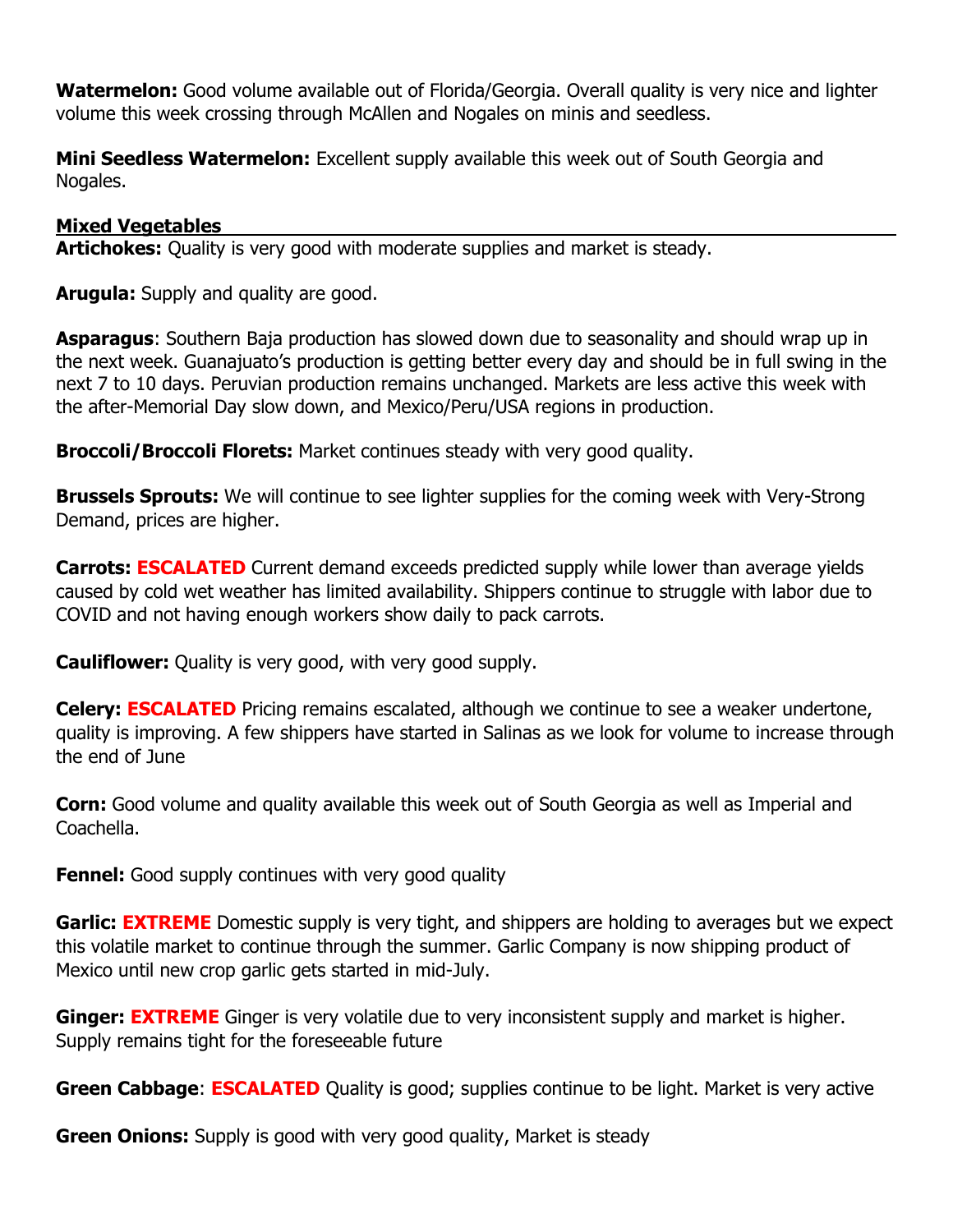**Watermelon:** Good volume available out of Florida/Georgia. Overall quality is very nice and lighter volume this week crossing through McAllen and Nogales on minis and seedless.

**Mini Seedless Watermelon:** Excellent supply available this week out of South Georgia and Nogales.

## Mixed Vegetables

**Artichokes:** Quality is very good with moderate supplies and market is steady.

**Arugula:** Supply and quality are good.

**Asparagus**: Southern Baja production has slowed down due to seasonality and should wrap up in the next week. Guanajuato's production is getting better every day and should be in full swing in the next 7 to 10 days. Peruvian production remains unchanged. Markets are less active this week with the after-Memorial Day slow down, and Mexico/Peru/USA regions in production.

**Broccoli/Broccoli Florets:** Market continues steady with very good quality.

**Brussels Sprouts:** We will continue to see lighter supplies for the coming week with Very-Strong Demand, prices are higher.

**Carrots: ESCALATED** Current demand exceeds predicted supply while lower than average yields caused by cold wet weather has limited availability. Shippers continue to struggle with labor due to COVID and not having enough workers show daily to pack carrots.

**Cauliflower:** Quality is very good, with very good supply.

**Celery: ESCALATED** Pricing remains escalated, although we continue to see a weaker undertone, quality is improving. A few shippers have started in Salinas as we look for volume to increase through the end of June

**Corn:** Good volume and quality available this week out of South Georgia as well as Imperial and Coachella.

**Fennel:** Good supply continues with very good quality

**Garlic: EXTREME** Domestic supply is very tight, and shippers are holding to averages but we expect this volatile market to continue through the summer. Garlic Company is now shipping product of Mexico until new crop garlic gets started in mid-July.

**Ginger: EXTREME** Ginger is very volatile due to very inconsistent supply and market is higher. Supply remains tight for the foreseeable future

**Green Cabbage**: **ESCALATED** Quality is good; supplies continue to be light. Market is very active

**Green Onions:** Supply is good with very good quality, Market is steady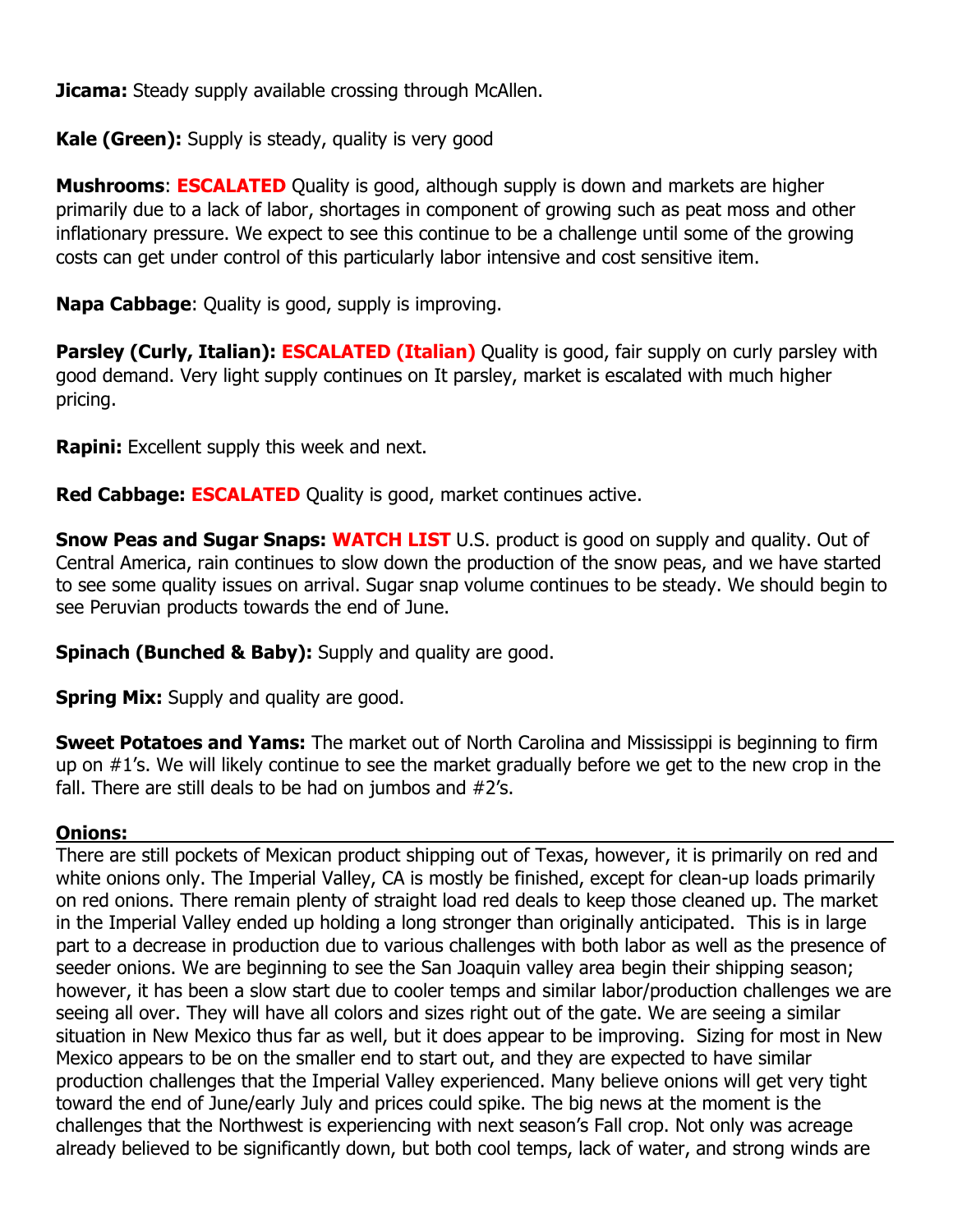**Jicama:** Steady supply available crossing through McAllen.

**Kale (Green):** Supply is steady, quality is very good

**Mushrooms**: **ESCALATED** Quality is good, although supply is down and markets are higher primarily due to a lack of labor, shortages in component of growing such as peat moss and other inflationary pressure. We expect to see this continue to be a challenge until some of the growing costs can get under control of this particularly labor intensive and cost sensitive item.

**Napa Cabbage**: Quality is good, supply is improving.

**Parsley (Curly, Italian): ESCALATED (Italian)** Quality is good, fair supply on curly parsley with good demand. Very light supply continues on It parsley, market is escalated with much higher pricing.

**Rapini:** Excellent supply this week and next.

**Red Cabbage: ESCALATED** Quality is good, market continues active.

**Snow Peas and Sugar Snaps: WATCH LIST** U.S. product is good on supply and quality. Out of Central America, rain continues to slow down the production of the snow peas, and we have started to see some quality issues on arrival. Sugar snap volume continues to be steady. We should begin to see Peruvian products towards the end of June.

**Spinach (Bunched & Baby):** Supply and quality are good.

**Spring Mix:** Supply and quality are good.

**Sweet Potatoes and Yams:** The market out of North Carolina and Mississippi is beginning to firm up on #1's. We will likely continue to see the market gradually before we get to the new crop in the fall. There are still deals to be had on jumbos and #2's.

## Onions:

There are still pockets of Mexican product shipping out of Texas, however, it is primarily on red and white onions only. The Imperial Valley, CA is mostly be finished, except for clean-up loads primarily on red onions. There remain plenty of straight load red deals to keep those cleaned up. The market in the Imperial Valley ended up holding a long stronger than originally anticipated. This is in large part to a decrease in production due to various challenges with both labor as well as the presence of seeder onions. We are beginning to see the San Joaquin valley area begin their shipping season; however, it has been a slow start due to cooler temps and similar labor/production challenges we are seeing all over. They will have all colors and sizes right out of the gate. We are seeing a similar situation in New Mexico thus far as well, but it does appear to be improving. Sizing for most in New Mexico appears to be on the smaller end to start out, and they are expected to have similar production challenges that the Imperial Valley experienced. Many believe onions will get very tight toward the end of June/early July and prices could spike. The big news at the moment is the challenges that the Northwest is experiencing with next season's Fall crop. Not only was acreage already believed to be significantly down, but both cool temps, lack of water, and strong winds are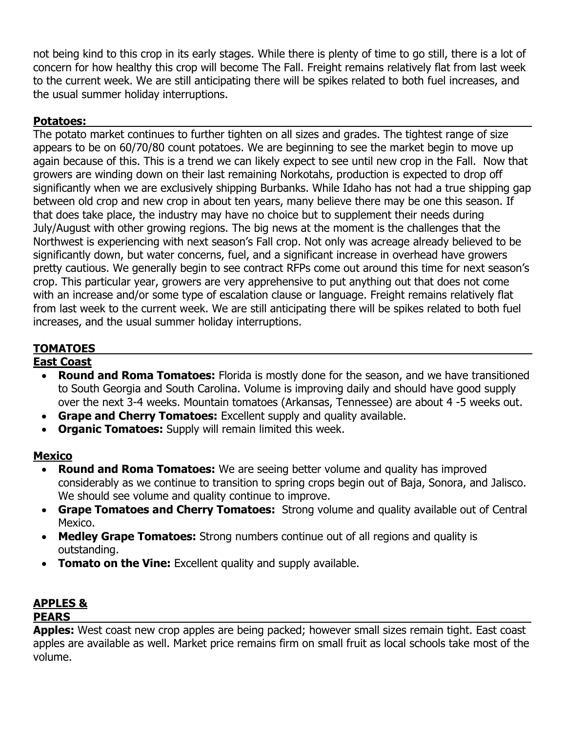not being kind to this crop in its early stages. While there is plenty of time to go still, there is a lot of concern for how healthy this crop will become The Fall. Freight remains relatively flat from last week to the current week. We are still anticipating there will be spikes related to both fuel increases, and the usual summer holiday interruptions.

**Potatoes:**

The potato market continues to further tighten on all sizes and grades. The tightest range of size appears to be on 60/70/80 count potatoes. We are beginning to see the market begin to move up again because of this. This is a trend we can likely expect to see until new crop in the Fall. Now that growers are winding down on their last remaining Norkotahs, production is expected to drop off significantly when we are exclusively shipping Burbanks. While Idaho has not had a true shipping gap between old crop and new crop in about ten years, many believe there may be one this season. If that does take place, the industry may have no choice but to supplement their needs during July/August with other growing regions. The big news at the moment is the challenges that the Northwest is experiencing with next season's Fall crop. Not only was acreage already believed to be significantly down, but water concerns, fuel, and a significant increase in overhead have growers pretty cautious. We generally begin to see contract RFPs come out around this time for next season's crop. This particular year, growers are very apprehensive to put anything out that does not come with an increase and/or some type of escalation clause or language. Freight remains relatively flat from last week to the current week. We are still anticipating there will be spikes related to both fuel increases, and the usual summer holiday interruptions.

## TOMATOES

### East Coast

- **Round and Roma Tomatoes:** Florida is mostly done for the season, and we have transitioned to South Georgia and South Carolina. Volume is improving daily and should have good supply over the next 3-4 weeks. Mountain tomatoes (Arkansas, Tennessee) are about 4 -5 weeks out.
- **Grape and Cherry Tomatoes:** Excellent supply and quality available.
- **Organic Tomatoes:** Supply will remain limited this week.

### Mexico

- **Round and Roma Tomatoes:** We are seeing better volume and quality has improved considerably as we continue to transition to spring crops begin out of Baja, Sonora, and Jalisco. We should see volume and quality continue to improve.
- **Grape Tomatoes and Cherry Tomatoes:** Strong volume and quality available out of Central Mexico.
- **Medley Grape Tomatoes:** Strong numbers continue out of all regions and quality is outstanding.
- **Tomato on the Vine:** Excellent quality and supply available.

## APPLES & PEARS

**Apples:** West coast new crop apples are being packed; however small sizes remain tight. East coast apples are available as well. Market price remains firm on small fruit as local schools take most of the volume.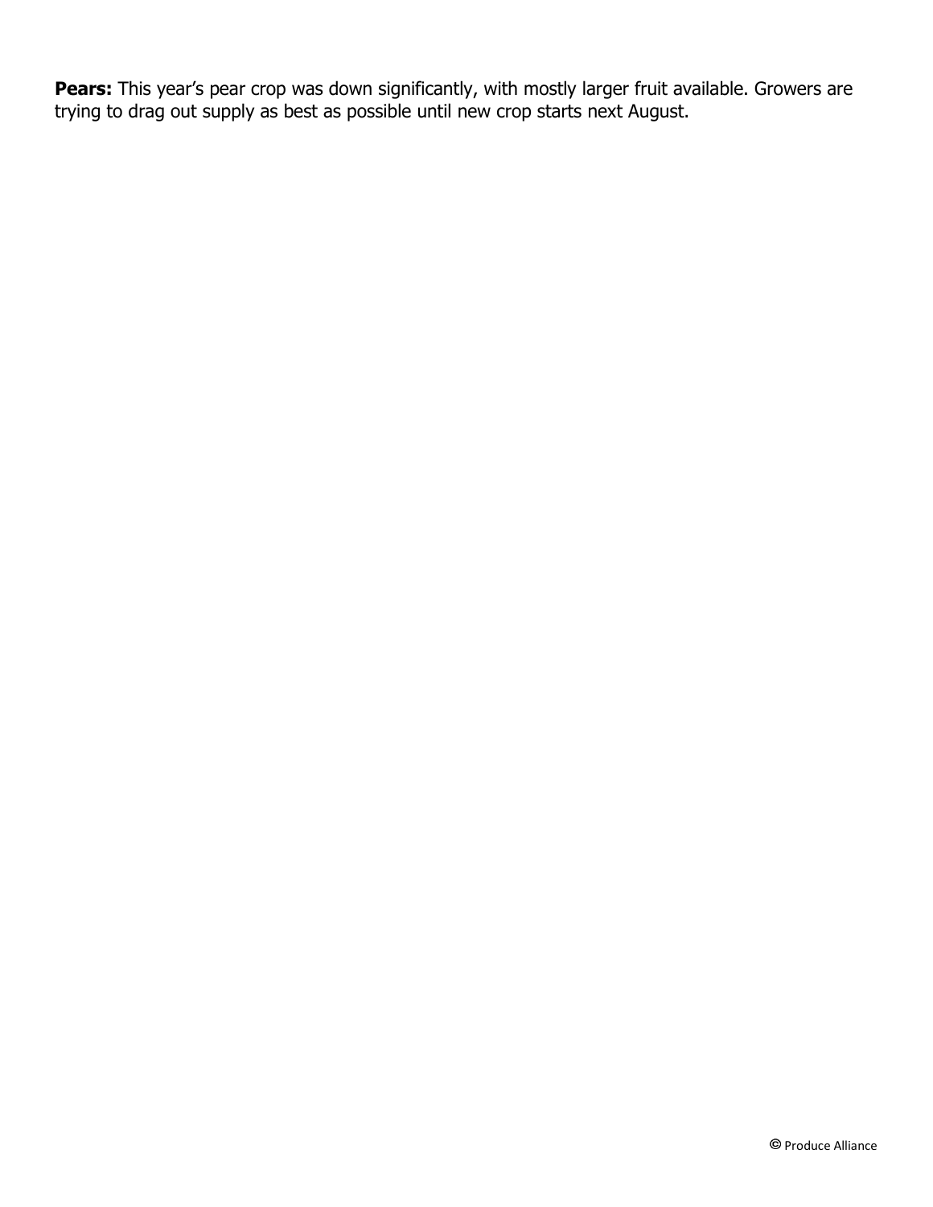**Pears:** This year's pear crop was down significantly, with mostly larger fruit available. Growers are trying to drag out supply as best as possible until new crop starts next August.